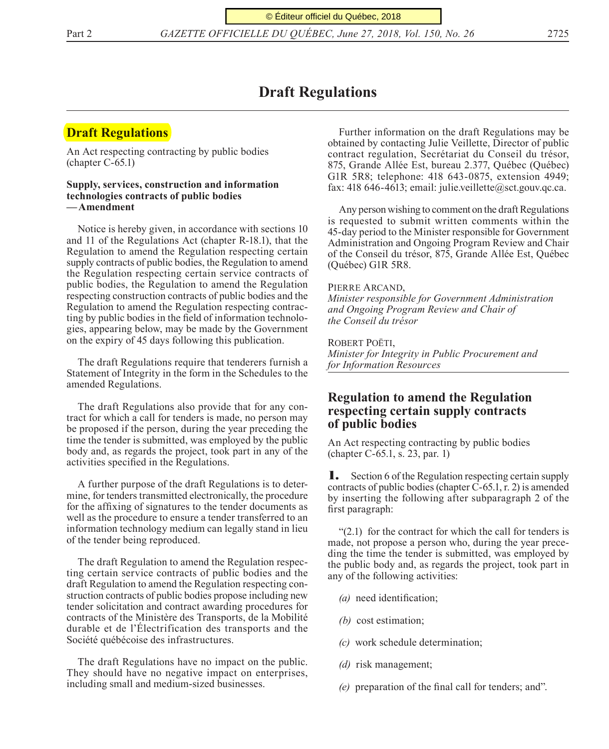# Draft Regulations

## Draft Regulations

An Act respecting contracting by public bodies (chapter C-65.1)

**Supply, services, construction and information technologies contracts of public bodies — Amendment**

Notice is hereby given, in accordance with sections 10 and 11 of the Regulations Act (chapter R-18.1), that the Regulation to amend the Regulation respecting certain supply contracts of public bodies, the Regulation to amend the Regulation respecting certain service contracts of public bodies, the Regulation to amend the Regulation respecting construction contracts of public bodies and the Regulation to amend the Regulation respecting contracting by public bodies in the field of information technologies, appearing below, may be made by the Government on the expiry of 45 days following this publication.

The draft Regulations require that tenderers furnish a Statement of Integrity in the form in the Schedules to the amended Regulations.

The draft Regulations also provide that for any contract for which a call for tenders is made, no person may be proposed if the person, during the year preceding the time the tender is submitted, was employed by the public body and, as regards the project, took part in any of the activities specified in the Regulations.

A further purpose of the draft Regulations is to determine, for tenders transmitted electronically, the procedure for the affixing of signatures to the tender documents as well as the procedure to ensure a tender transferred to an information technology medium can legally stand in lieu of the tender being reproduced.

The draft Regulation to amend the Regulation respecting certain service contracts of public bodies and the draft Regulation to amend the Regulation respecting construction contracts of public bodies propose including new tender solicitation and contract awarding procedures for contracts of the Ministère des Transports, de la Mobilité durable et de l'Électrification des transports and the Société québécoise des infrastructures.

The draft Regulations have no impact on the public. They should have no negative impact on enterprises, including small and medium-sized businesses.

Further information on the draft Regulations may be obtained by contacting Julie Veillette, Director of public contract regulation, Secrétariat du Conseil du trésor, 875, Grande Allée Est, bureau 2.377, Québec (Québec) G1R 5R8; telephone: 418 643-0875, extension 4949; fax: 418 646-4613; email: julie.veillette@sct.gouv.qc.ca.

Any person wishing to comment on the draft Regulations is requested to submit written comments within the 45-day period to the Minister responsible for Government Administration and Ongoing Program Review and Chair of the Conseil du trésor, 875, Grande Allée Est, Québec (Québec) G1R 5R8.

PIERRE ARCAND,
*Minister responsible for Government Administration and Ongoing Program Review and Chair of the Conseil du trésor*

ROBERT POËTI,
*Minister for Integrity in Public Procurement and for Information Resources*

## Regulation to amend the Regulation respecting certain supply contracts of public bodies

An Act respecting contracting by public bodies (chapter C-65.1, s. 23, par. 1)

**1.** Section 6 of the Regulation respecting certain supply contracts of public bodies (chapter C-65.1, r. 2) is amended by inserting the following after subparagraph 2 of the first paragraph:

"(2.1) for the contract for which the call for tenders is made, not propose a person who, during the year preceding the time the tender is submitted, was employed by the public body and, as regards the project, took part in any of the following activities:

*(a)* need identification;

*(b)* cost estimation;

*(c)* work schedule determination;

*(d)* risk management;

*(e)* preparation of the final call for tenders; and".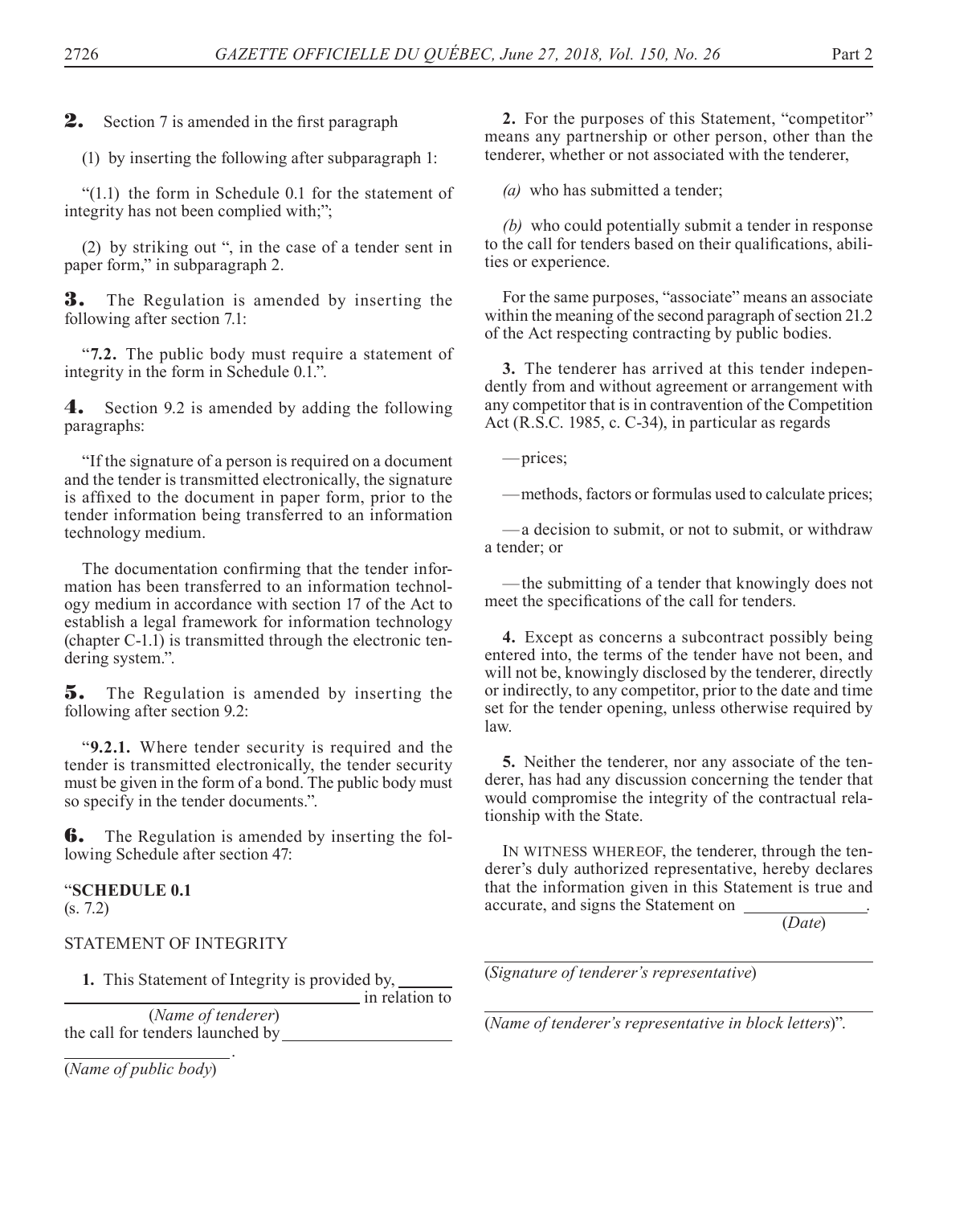**2.** Section 7 is amended in the first paragraph

(1) by inserting the following after subparagraph 1:

"(1.1) the form in Schedule 0.1 for the statement of integrity has not been complied with;";

(2) by striking out ", in the case of a tender sent in paper form," in subparagraph 2.

**3.** The Regulation is amended by inserting the following after section 7.1:

"**7.2.** The public body must require a statement of integrity in the form in Schedule 0.1.".

**4.** Section 9.2 is amended by adding the following paragraphs:

"If the signature of a person is required on a document and the tender is transmitted electronically, the signature is affixed to the document in paper form, prior to the tender information being transferred to an information technology medium.

The documentation confirming that the tender information has been transferred to an information technology medium in accordance with section 17 of the Act to establish a legal framework for information technology (chapter C-1.1) is transmitted through the electronic tendering system.".

**5.** The Regulation is amended by inserting the following after section 9.2:

"**9.2.1.** Where tender security is required and the tender is transmitted electronically, the tender security must be given in the form of a bond. The public body must so specify in the tender documents.".

**6.** The Regulation is amended by inserting the following Schedule after section 47:

"**SCHEDULE 0.1**
(s. 7.2)

STATEMENT OF INTEGRITY

**1.** This Statement of Integrity is provided by, ________________________________________ in relation to
(*Name of tenderer*)
the call for tenders launched by ________________________________.
(*Name of public body*)

**2.** For the purposes of this Statement, "competitor" means any partnership or other person, other than the tenderer, whether or not associated with the tenderer,

*(a)* who has submitted a tender;

*(b)* who could potentially submit a tender in response to the call for tenders based on their qualifications, abilities or experience.

For the same purposes, "associate" means an associate within the meaning of the second paragraph of section 21.2 of the Act respecting contracting by public bodies.

**3.** The tenderer has arrived at this tender independently from and without agreement or arrangement with any competitor that is in contravention of the Competition Act (R.S.C. 1985, c. C-34), in particular as regards

— prices;

— methods, factors or formulas used to calculate prices;

— a decision to submit, or not to submit, or withdraw a tender; or

— the submitting of a tender that knowingly does not meet the specifications of the call for tenders.

**4.** Except as concerns a subcontract possibly being entered into, the terms of the tender have not been, and will not be, knowingly disclosed by the tenderer, directly or indirectly, to any competitor, prior to the date and time set for the tender opening, unless otherwise required by law.

**5.** Neither the tenderer, nor any associate of the tenderer, has had any discussion concerning the tender that would compromise the integrity of the contractual relationship with the State.

IN WITNESS WHEREOF, the tenderer, through the tenderer's duly authorized representative, hereby declares that the information given in this Statement is true and accurate, and signs the Statement on ______________.
(*Date*)

________________________________________
(*Signature of tenderer's representative*)

________________________________________
(*Name of tenderer's representative in block letters*)".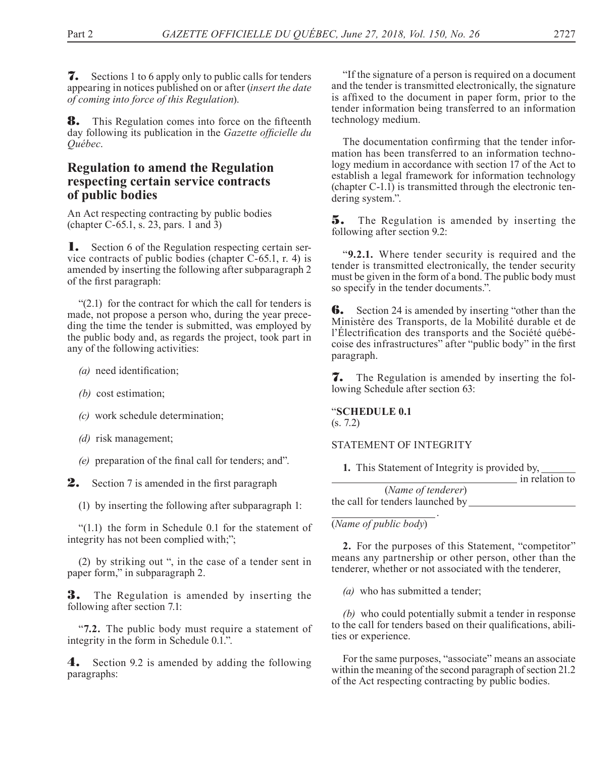**7.** Sections 1 to 6 apply only to public calls for tenders appearing in notices published on or after (*insert the date of coming into force of this Regulation*).

**8.** This Regulation comes into force on the fifteenth day following its publication in the *Gazette officielle du Québec*.

## Regulation to amend the Regulation respecting certain service contracts of public bodies

An Act respecting contracting by public bodies (chapter C-65.1, s. 23, pars. 1 and 3)

**1.** Section 6 of the Regulation respecting certain service contracts of public bodies (chapter C-65.1, r. 4) is amended by inserting the following after subparagraph 2 of the first paragraph:

"(2.1) for the contract for which the call for tenders is made, not propose a person who, during the year preceding the time the tender is submitted, was employed by the public body and, as regards the project, took part in any of the following activities:

*(a)* need identification;

*(b)* cost estimation;

*(c)* work schedule determination;

*(d)* risk management;

*(e)* preparation of the final call for tenders; and".

**2.** Section 7 is amended in the first paragraph

(1) by inserting the following after subparagraph 1:

"(1.1) the form in Schedule 0.1 for the statement of integrity has not been complied with;";

(2) by striking out ", in the case of a tender sent in paper form," in subparagraph 2.

**3.** The Regulation is amended by inserting the following after section 7.1:

"**7.2.** The public body must require a statement of integrity in the form in Schedule 0.1.".

**4.** Section 9.2 is amended by adding the following paragraphs:

"If the signature of a person is required on a document and the tender is transmitted electronically, the signature is affixed to the document in paper form, prior to the tender information being transferred to an information technology medium.

The documentation confirming that the tender information has been transferred to an information technology medium in accordance with section 17 of the Act to establish a legal framework for information technology (chapter C-1.1) is transmitted through the electronic tendering system.".

**5.** The Regulation is amended by inserting the following after section 9.2:

"**9.2.1.** Where tender security is required and the tender is transmitted electronically, the tender security must be given in the form of a bond. The public body must so specify in the tender documents.".

**6.** Section 24 is amended by inserting "other than the Ministère des Transports, de la Mobilité durable et de l'Électrification des transports and the Société québécoise des infrastructures" after "public body" in the first paragraph.

**7.** The Regulation is amended by inserting the following Schedule after section 63:

"**SCHEDULE 0.1**
(s. 7.2)

STATEMENT OF INTEGRITY

**1.** This Statement of Integrity is provided by, ______________________________________ in relation to
(*Name of tenderer*)
the call for tenders launched by ____________________ .
(*Name of public body*)

**2.** For the purposes of this Statement, "competitor" means any partnership or other person, other than the tenderer, whether or not associated with the tenderer,

*(a)* who has submitted a tender;

*(b)* who could potentially submit a tender in response to the call for tenders based on their qualifications, abilities or experience.

For the same purposes, "associate" means an associate within the meaning of the second paragraph of section 21.2 of the Act respecting contracting by public bodies.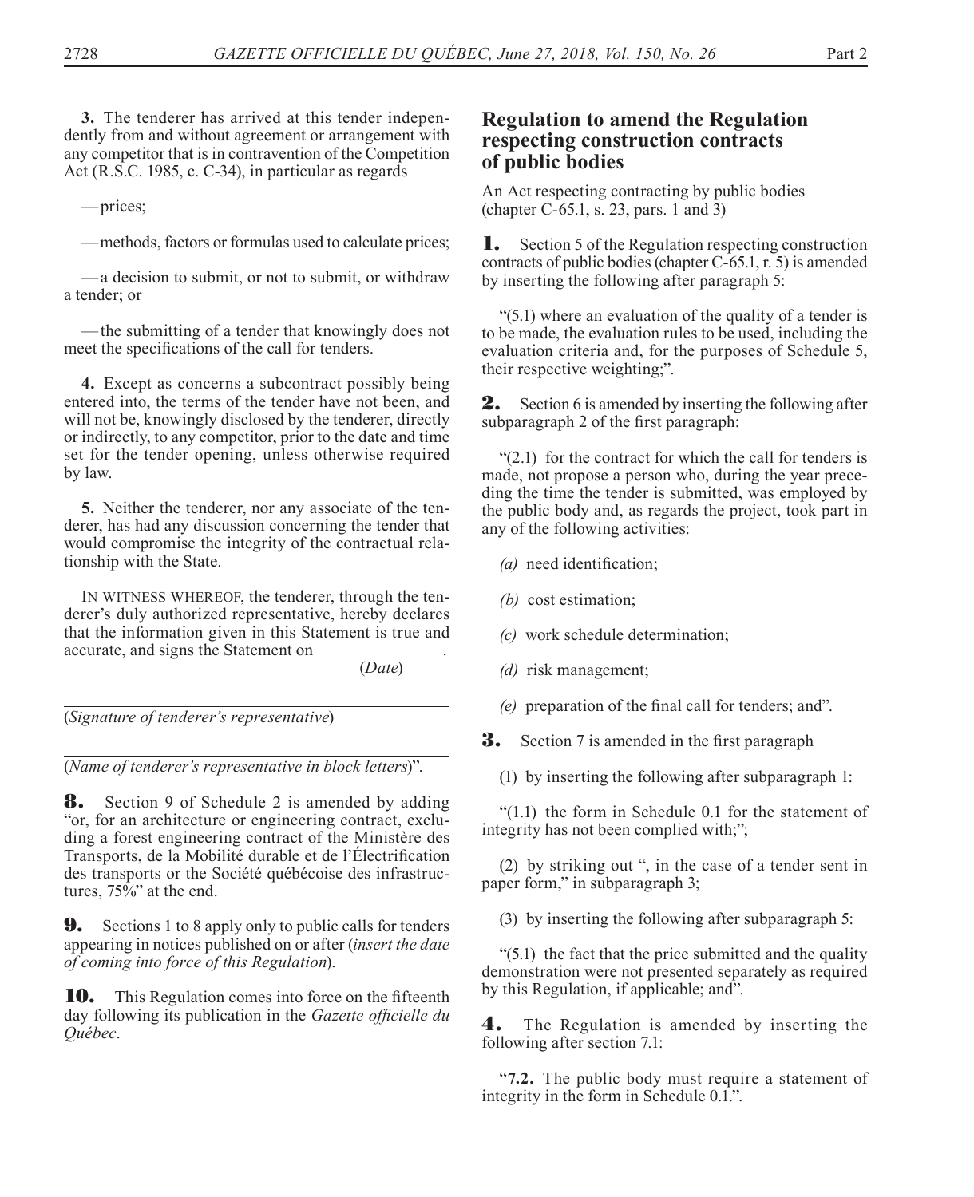**3.** The tenderer has arrived at this tender independently from and without agreement or arrangement with any competitor that is in contravention of the Competition Act (R.S.C. 1985, c. C-34), in particular as regards

— prices;

— methods, factors or formulas used to calculate prices;

— a decision to submit, or not to submit, or withdraw a tender; or

— the submitting of a tender that knowingly does not meet the specifications of the call for tenders.

**4.** Except as concerns a subcontract possibly being entered into, the terms of the tender have not been, and will not be, knowingly disclosed by the tenderer, directly or indirectly, to any competitor, prior to the date and time set for the tender opening, unless otherwise required by law.

**5.** Neither the tenderer, nor any associate of the tenderer, has had any discussion concerning the tender that would compromise the integrity of the contractual relationship with the State.

IN WITNESS WHEREOF, the tenderer, through the tenderer's duly authorized representative, hereby declares that the information given in this Statement is true and accurate, and signs the Statement on ______________.
(*Date*)

______________________________
(*Signature of tenderer's representative*)

______________________________
(*Name of tenderer's representative in block letters*)".

**8.** Section 9 of Schedule 2 is amended by adding "or, for an architecture or engineering contract, excluding a forest engineering contract of the Ministère des Transports, de la Mobilité durable et de l'Électrification des transports or the Société québécoise des infrastructures, 75%" at the end.

**9.** Sections 1 to 8 apply only to public calls for tenders appearing in notices published on or after (*insert the date of coming into force of this Regulation*).

**10.** This Regulation comes into force on the fifteenth day following its publication in the *Gazette officielle du Québec*.

## Regulation to amend the Regulation respecting construction contracts of public bodies

An Act respecting contracting by public bodies (chapter C-65.1, s. 23, pars. 1 and 3)

**1.** Section 5 of the Regulation respecting construction contracts of public bodies (chapter C-65.1, r. 5) is amended by inserting the following after paragraph 5:

"(5.1) where an evaluation of the quality of a tender is to be made, the evaluation rules to be used, including the evaluation criteria and, for the purposes of Schedule 5, their respective weighting;".

**2.** Section 6 is amended by inserting the following after subparagraph 2 of the first paragraph:

"(2.1) for the contract for which the call for tenders is made, not propose a person who, during the year preceding the time the tender is submitted, was employed by the public body and, as regards the project, took part in any of the following activities:

*(a)* need identification;

*(b)* cost estimation;

*(c)* work schedule determination;

*(d)* risk management;

*(e)* preparation of the final call for tenders; and".

**3.** Section 7 is amended in the first paragraph

(1) by inserting the following after subparagraph 1:

"(1.1) the form in Schedule 0.1 for the statement of integrity has not been complied with;";

(2) by striking out ", in the case of a tender sent in paper form," in subparagraph 3;

(3) by inserting the following after subparagraph 5:

"(5.1) the fact that the price submitted and the quality demonstration were not presented separately as required by this Regulation, if applicable; and".

**4.** The Regulation is amended by inserting the following after section 7.1:

"**7.2.** The public body must require a statement of integrity in the form in Schedule 0.1.".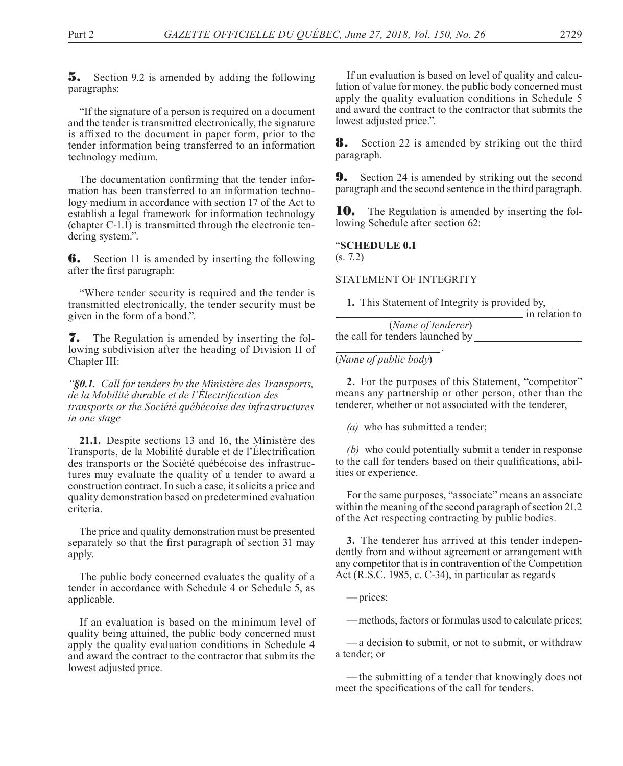**5.** Section 9.2 is amended by adding the following paragraphs:

"If the signature of a person is required on a document and the tender is transmitted electronically, the signature is affixed to the document in paper form, prior to the tender information being transferred to an information technology medium.

The documentation confirming that the tender information has been transferred to an information technology medium in accordance with section 17 of the Act to establish a legal framework for information technology (chapter C-1.1) is transmitted through the electronic tendering system.".

**6.** Section 11 is amended by inserting the following after the first paragraph:

"Where tender security is required and the tender is transmitted electronically, the tender security must be given in the form of a bond.".

**7.** The Regulation is amended by inserting the following subdivision after the heading of Division II of Chapter III:

*"§0.1. Call for tenders by the Ministère des Transports, de la Mobilité durable et de l'Électrification des transports or the Société québécoise des infrastructures in one stage*

**21.1.** Despite sections 13 and 16, the Ministère des Transports, de la Mobilité durable et de l'Électrification des transports or the Société québécoise des infrastructures may evaluate the quality of a tender to award a construction contract. In such a case, it solicits a price and quality demonstration based on predetermined evaluation criteria.

The price and quality demonstration must be presented separately so that the first paragraph of section 31 may apply.

The public body concerned evaluates the quality of a tender in accordance with Schedule 4 or Schedule 5, as applicable.

If an evaluation is based on the minimum level of quality being attained, the public body concerned must apply the quality evaluation conditions in Schedule 4 and award the contract to the contractor that submits the lowest adjusted price.

If an evaluation is based on level of quality and calculation of value for money, the public body concerned must apply the quality evaluation conditions in Schedule 5 and award the contract to the contractor that submits the lowest adjusted price.".

**8.** Section 22 is amended by striking out the third paragraph.

**9.** Section 24 is amended by striking out the second paragraph and the second sentence in the third paragraph.

**10.** The Regulation is amended by inserting the following Schedule after section 62:

"**SCHEDULE 0.1**
(s. 7.2)

STATEMENT OF INTEGRITY

**1.** This Statement of Integrity is provided by, ______________________________ in relation to
(*Name of tenderer*)
the call for tenders launched by ______________________________.
(*Name of public body*)

**2.** For the purposes of this Statement, "competitor" means any partnership or other person, other than the tenderer, whether or not associated with the tenderer,

*(a)* who has submitted a tender;

*(b)* who could potentially submit a tender in response to the call for tenders based on their qualifications, abilities or experience.

For the same purposes, "associate" means an associate within the meaning of the second paragraph of section 21.2 of the Act respecting contracting by public bodies.

**3.** The tenderer has arrived at this tender independently from and without agreement or arrangement with any competitor that is in contravention of the Competition Act (R.S.C. 1985, c. C-34), in particular as regards

— prices;

— methods, factors or formulas used to calculate prices;

— a decision to submit, or not to submit, or withdraw a tender; or

— the submitting of a tender that knowingly does not meet the specifications of the call for tenders.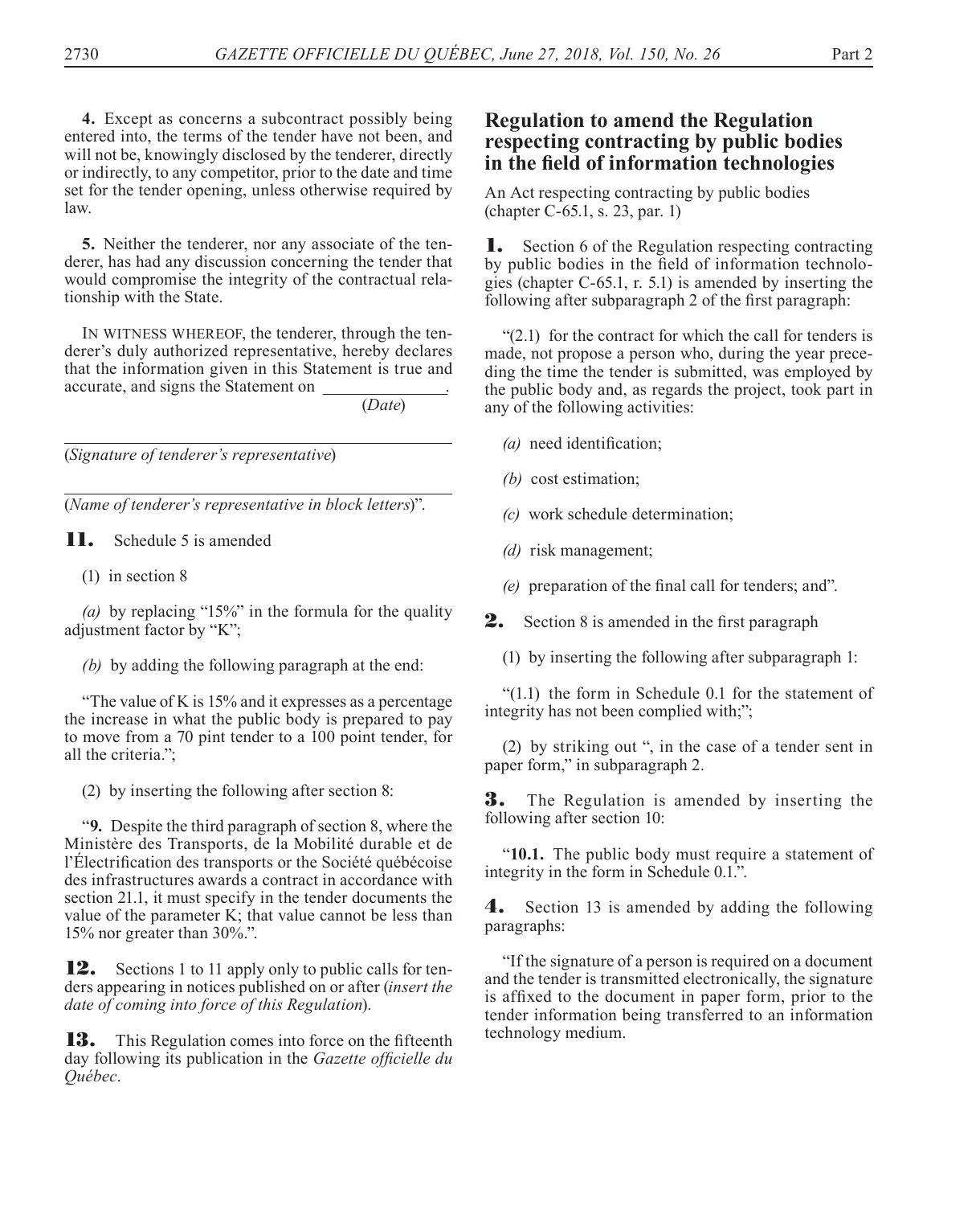**4.** Except as concerns a subcontract possibly being entered into, the terms of the tender have not been, and will not be, knowingly disclosed by the tenderer, directly or indirectly, to any competitor, prior to the date and time set for the tender opening, unless otherwise required by law.

**5.** Neither the tenderer, nor any associate of the tenderer, has had any discussion concerning the tender that would compromise the integrity of the contractual relationship with the State.

IN WITNESS WHEREOF, the tenderer, through the tenderer's duly authorized representative, hereby declares that the information given in this Statement is true and accurate, and signs the Statement on ______________.
(*Date*)

______________________________
(*Signature of tenderer's representative*)

______________________________
(*Name of tenderer's representative in block letters*)".

**11.** Schedule 5 is amended

(1) in section 8

*(a)* by replacing "15%" in the formula for the quality adjustment factor by "K";

*(b)* by adding the following paragraph at the end:

"The value of K is 15% and it expresses as a percentage the increase in what the public body is prepared to pay to move from a 70 pint tender to a 100 point tender, for all the criteria.";

(2) by inserting the following after section 8:

"**9.** Despite the third paragraph of section 8, where the Ministère des Transports, de la Mobilité durable et de l'Électrification des transports or the Société québécoise des infrastructures awards a contract in accordance with section 21.1, it must specify in the tender documents the value of the parameter K; that value cannot be less than 15% nor greater than 30%.".

**12.** Sections 1 to 11 apply only to public calls for tenders appearing in notices published on or after (*insert the date of coming into force of this Regulation*).

**13.** This Regulation comes into force on the fifteenth day following its publication in the *Gazette officielle du Québec*.

## Regulation to amend the Regulation respecting contracting by public bodies in the field of information technologies

An Act respecting contracting by public bodies (chapter C-65.1, s. 23, par. 1)

**1.** Section 6 of the Regulation respecting contracting by public bodies in the field of information technologies (chapter C-65.1, r. 5.1) is amended by inserting the following after subparagraph 2 of the first paragraph:

"(2.1) for the contract for which the call for tenders is made, not propose a person who, during the year preceding the time the tender is submitted, was employed by the public body and, as regards the project, took part in any of the following activities:

*(a)* need identification;

*(b)* cost estimation;

*(c)* work schedule determination;

*(d)* risk management;

*(e)* preparation of the final call for tenders; and".

**2.** Section 8 is amended in the first paragraph

(1) by inserting the following after subparagraph 1:

"(1.1) the form in Schedule 0.1 for the statement of integrity has not been complied with;";

(2) by striking out ", in the case of a tender sent in paper form," in subparagraph 2.

**3.** The Regulation is amended by inserting the following after section 10:

"**10.1.** The public body must require a statement of integrity in the form in Schedule 0.1.".

**4.** Section 13 is amended by adding the following paragraphs:

"If the signature of a person is required on a document and the tender is transmitted electronically, the signature is affixed to the document in paper form, prior to the tender information being transferred to an information technology medium.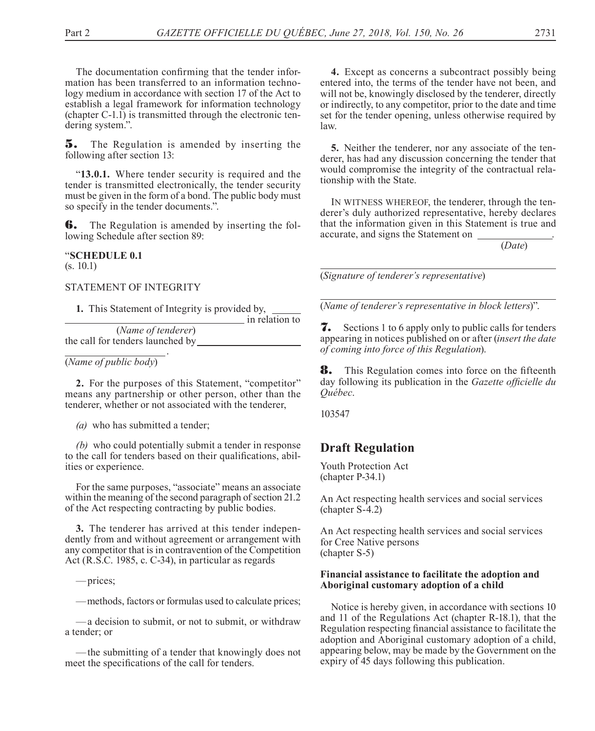The documentation confirming that the tender information has been transferred to an information technology medium in accordance with section 17 of the Act to establish a legal framework for information technology (chapter C-1.1) is transmitted through the electronic tendering system.".

**5.** The Regulation is amended by inserting the following after section 13:

"**13.0.1.** Where tender security is required and the tender is transmitted electronically, the tender security must be given in the form of a bond. The public body must so specify in the tender documents.".

**6.** The Regulation is amended by inserting the following Schedule after section 89:

"**SCHEDULE 0.1**
(s. 10.1)

STATEMENT OF INTEGRITY

**1.** This Statement of Integrity is provided by, ______________________________ in relation to
(*Name of tenderer*)
the call for tenders launched by ______________________________.
(*Name of public body*)

**2.** For the purposes of this Statement, "competitor" means any partnership or other person, other than the tenderer, whether or not associated with the tenderer,

*(a)* who has submitted a tender;

*(b)* who could potentially submit a tender in response to the call for tenders based on their qualifications, abilities or experience.

For the same purposes, "associate" means an associate within the meaning of the second paragraph of section 21.2 of the Act respecting contracting by public bodies.

**3.** The tenderer has arrived at this tender independently from and without agreement or arrangement with any competitor that is in contravention of the Competition Act (R.S.C. 1985, c. C-34), in particular as regards

— prices;

— methods, factors or formulas used to calculate prices;

— a decision to submit, or not to submit, or withdraw a tender; or

— the submitting of a tender that knowingly does not meet the specifications of the call for tenders.

**4.** Except as concerns a subcontract possibly being entered into, the terms of the tender have not been, and will not be, knowingly disclosed by the tenderer, directly or indirectly, to any competitor, prior to the date and time set for the tender opening, unless otherwise required by law.

**5.** Neither the tenderer, nor any associate of the tenderer, has had any discussion concerning the tender that would compromise the integrity of the contractual relationship with the State.

IN WITNESS WHEREOF, the tenderer, through the tenderer's duly authorized representative, hereby declares that the information given in this Statement is true and accurate, and signs the Statement on ______________.
(*Date*)

______________________________
(*Signature of tenderer's representative*)

______________________________
(*Name of tenderer's representative in block letters*)".

**7.** Sections 1 to 6 apply only to public calls for tenders appearing in notices published on or after (*insert the date of coming into force of this Regulation*).

**8.** This Regulation comes into force on the fifteenth day following its publication in the *Gazette officielle du Québec*.

103547

## Draft Regulation

Youth Protection Act
(chapter P-34.1)

An Act respecting health services and social services
(chapter S-4.2)

An Act respecting health services and social services for Cree Native persons
(chapter S-5)

**Financial assistance to facilitate the adoption and Aboriginal customary adoption of a child**

Notice is hereby given, in accordance with sections 10 and 11 of the Regulations Act (chapter R-18.1), that the Regulation respecting financial assistance to facilitate the adoption and Aboriginal customary adoption of a child, appearing below, may be made by the Government on the expiry of 45 days following this publication.